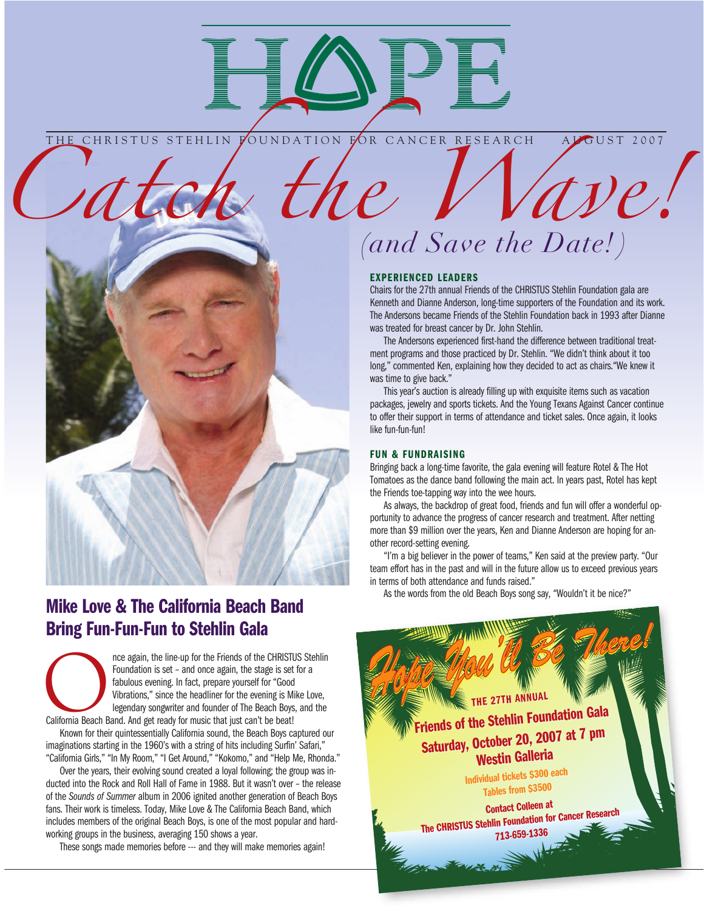# HOPE

THE CHRISTUS STEHLIN FOUNDATION FOR CANCER RESEARCH AUGUST 2007

# *Catch the Wave!*

*(and Save the Date!)*

## Mike Love & The California Beach Band Bring Fun-Fun-Fun to Stehlin Gala

Once again, the line-up for the Friends of the CHRISTUS Stehlin Foundation is set – and once again, the stage is set for a fabulous evening. In fact, prepare yourself for "Good Vibrations," since the headliner for the evening is Mike Love, legendary songwriter and founder of The Beach Boys, and the California Beach Band. And get ready for music that just can't be beat!

Known for their quintessentially California sound, the Beach Boys captured our imaginations starting in the 1960's with a string of hits including Surfin' Safari," "California Girls," "In My Room," "I Get Around," "Kokomo," and "Help Me, Rhonda."

Over the years, their evolving sound created a loyal following; the group was inducted into the Rock and Roll Hall of Fame in 1988. But it wasn't over – the release of the *Sounds of Summer* album in 2006 ignited another generation of Beach Boys fans. Their work is timeless. Today, Mike Love & The California Beach Band, which includes members of the original Beach Boys, is one of the most popular and hard-working groups in the business, averaging 150 shows a year.

These songs made memories before --- and they will make memories again!

### EXPERIENCED LEADERS

Chairs for the 27th annual Friends of the CHRISTUS Stehlin Foundation gala are Kenneth and Dianne Anderson, long-time supporters of the Foundation and its work. The Andersons became Friends of the Stehlin Foundation back in 1993 after Dianne was treated for breast cancer by Dr. John Stehlin.

The Andersons experienced first-hand the difference between traditional treatment programs and those practiced by Dr. Stehlin. "We didn't think about it too long," commented Ken, explaining how they decided to act as chairs."We knew it was time to give back."

This year's auction is already filling up with exquisite items such as vacation packages, jewelry and sports tickets. And the Young Texans Against Cancer continue to offer their support in terms of attendance and ticket sales. Once again, it looks like fun-fun-fun!

### FUN & FUNDRAISING

Bringing back a long-time favorite, the gala evening will feature Rotel & The Hot Tomatoes as the dance band following the main act. In years past, Rotel has kept the Friends toe-tapping way into the wee hours.

As always, the backdrop of great food, friends and fun will offer a wonderful opportunity to advance the progress of cancer research and treatment. After netting more than $9 million over the years, Ken and Dianne Anderson are hoping for another record-setting evening.

"I'm a big believer in the power of teams," Ken said at the preview party. "Our team effort has in the past and will in the future allow us to exceed previous years in terms of both attendance and funds raised."

As the words from the old Beach Boys song say, "Wouldn't it be nice?"

*Hope You'll Be There!*

**THE 27TH ANNUAL**
**Friends of the Stehlin Foundation Gala**
**Saturday, October 20, 2007 at 7 pm**
**Westin Galleria**

Individual tickets $300 each
Tables from $3500

Contact Colleen at
The CHRISTUS Stehlin Foundation for Cancer Research
713-659-1336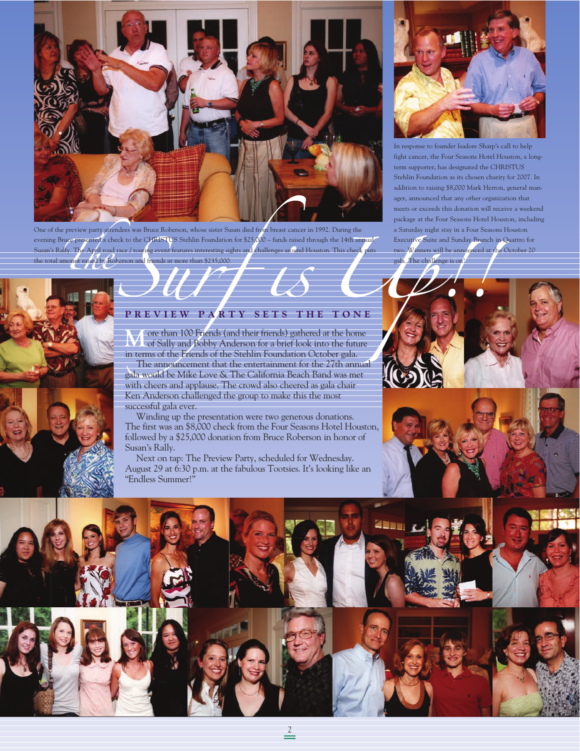One of the preview party attendees was Bruce Roberson, whose sister Susan died from breast cancer in 1992. During the evening Bruce presented a check to the CHRISTUS Stehlin Foundation for $25,000 – funds raised through the 14th annual Susan's Rally. The April road race / touring event features interesting sights and challenges around Houston. This check puts the total amount raised by Roberson and friends at more than $235,000.

In response to founder Isadore Sharp's call to help fight cancer, the Four Seasons Hotel Houston, a long-term supporter, has designated the CHRISTUS Stehlin Foundation as its chosen charity for 2007. In addition to raising $8,000 Mark Herron, general manager, announced that any other organization that meets or exceeds this donation will receive a weekend package at the Four Seasons Hotel Houston, including a Saturday night stay in a Four Seasons Houston Executive Suite and Sunday Brunch in Quattro for two. Winners will be announced at the October 20 gala. The challenge is on!

# *The Surf is Up!!*

## PREVIEW PARTY SETS THE TONE

More than 100 Friends (and their friends) gathered at the home of Sally and Bobby Anderson for a brief look into the future in terms of the Friends of the Stehlin Foundation October gala.

The announcement that the entertainment for the 27th annual gala would be Mike Love & The California Beach Band was met with cheers and applause. The crowd also cheered as gala chair Ken Anderson challenged the group to make this the most successful gala ever.

Winding up the presentation were two generous donations. The first was an $8,000 check from the Four Seasons Hotel Houston, followed by a $25,000 donation from Bruce Roberson in honor of Susan's Rally.

Next on tap: The Preview Party, scheduled for Wednesday. August 29 at 6:30 p.m. at the fabulous Tootsies. It's looking like an "Endless Summer!"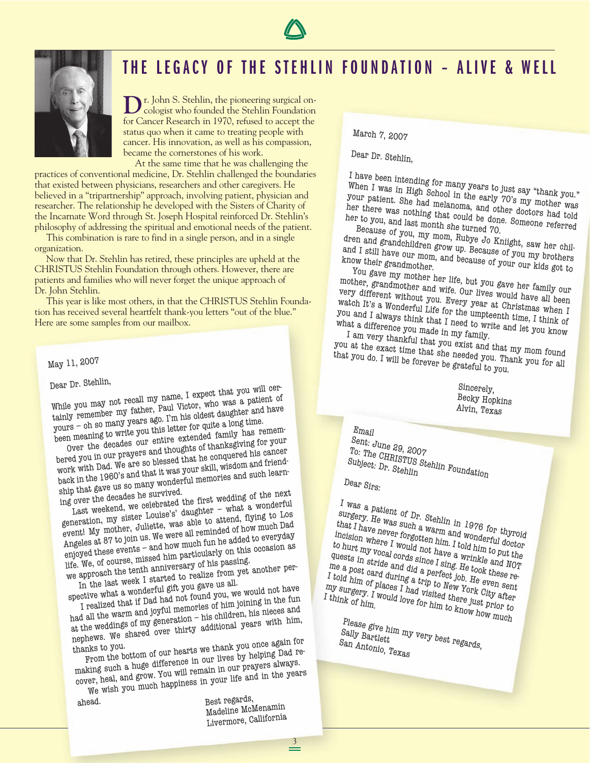# THE LEGACY OF THE STEHLIN FOUNDATION – ALIVE & WELL

Dr. John S. Stehlin, the pioneering surgical oncologist who founded the Stehlin Foundation for Cancer Research in 1970, refused to accept the status quo when it came to treating people with cancer. His innovation, as well as his compassion, became the cornerstones of his work.

At the same time that he was challenging the practices of conventional medicine, Dr. Stehlin challenged the boundaries that existed between physicians, researchers and other caregivers. He believed in a "tripartnership" approach, involving patient, physician and researcher. The relationship he developed with the Sisters of Charity of the Incarnate Word through St. Joseph Hospital reinforced Dr. Stehlin's philosophy of addressing the spiritual and emotional needs of the patient.

This combination is rare to find in a single person, and in a single organization.

Now that Dr. Stehlin has retired, these principles are upheld at the CHRISTUS Stehlin Foundation through others. However, there are patients and families who will never forget the unique approach of Dr. John Stehlin.

This year is like most others, in that the CHRISTUS Stehlin Foundation has received several heartfelt thank-you letters "out of the blue." Here are some samples from our mailbox.

---

May 11, 2007

Dear Dr. Stehlin,

While you may not recall my name, I expect that you will certainly remember my father, Paul Victor, who was a patient of yours – oh so many years ago. I'm his oldest daughter and have been meaning to write you this letter for quite a long time.

Over the decades our entire extended family has remembered you in our prayers and thoughts of thanksgiving for your work with Dad. We are so blessed that he conquered his cancer back in the 1960's and that it was your skill, wisdom and friendship that gave us so many wonderful memories and such learning over the decades he survived.

Last weekend, we celebrated the first wedding of the next generation, my sister Louise's' daughter – what a wonderful event! My mother, Juliette, was able to attend, flying to Los Angeles at 87 to join us. We were all reminded of how much Dad enjoyed these events – and how much fun he added to everyday life. We, of course, missed him particularly on this occasion as we approach the tenth anniversary of his passing.

In the last week I started to realize from yet another perspective what a wonderful gift you gave us all.

I realized that if Dad had not found you, we would not have had all the warm and joyful memories of him joining in the fun at the weddings of my generation – his children, his nieces and nephews. We shared over thirty additional years with him, thanks to you.

From the bottom of our hearts we thank you once again for making such a huge difference in our lives by helping Dad recover, heal, and grow. You will remain in our prayers always.

We wish you much happiness in your life and in the years ahead.

Best regards,
Madeline McMenamin
Livermore, Callifornia

---

March 7, 2007

Dear Dr. Stehlin,

I have been intending for many years to just say "thank you." When I was in High School in the early 70's my mother was your patient. She had melanoma, and other doctors had told her there was nothing that could be done. Someone referred her to you, and last month she turned 70.

Because of you, my mom, Rubye Jo Kniight, saw her children and grandchildren grow up. Because of you my brothers and I still have our mom, and because of your our kids got to know their grandmother.

You gave my mother her life, but you gave her family our mother, grandmother and wife. Our lives would have all been very different without you. Every year at Christmas when I watch It's a Wonderful Life for the umpteenth time, I think of you and I always think that I need to write and let you know what a difference you made in my family.

I am very thankful that you exist and that my mom found you at the exact time that she needed you. Thank you for all that you do. I will be forever be grateful to you.

Sincerely,
Becky Hopkins
Alvin, Texas

---

Email
Sent: June 29, 2007
To: The CHRISTUS Stehlin Foundation
Subject: Dr. Stehlin

Dear Sirs:

I was a patient of Dr. Stehlin in 1976 for thyroid surgery. He was such a warm and wonderful doctor that I have never forgotten him. I told him to put the incision where I would not have a wrinkle and NOT to hurt my vocal cords since I sing. He took these requests in stride and did a perfect job. He even sent me a post card during a trip to New York City after I told him of places I had visited there just prior to my surgery. I would love for him to know how much I think of him.

Please give him my very best regards,
Sally Bartlett
San Antonio, Texas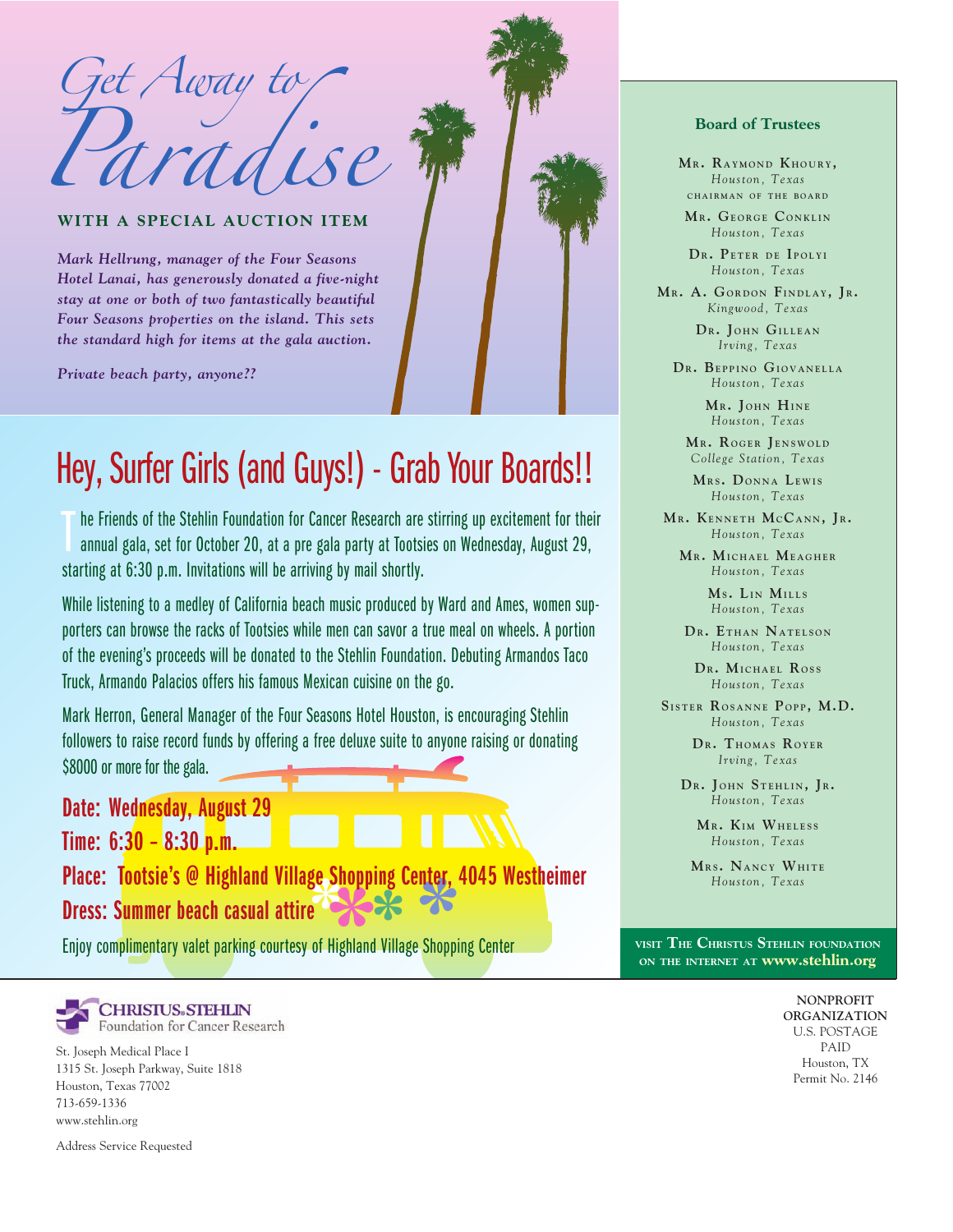# Get Away to Paradise

**WITH A SPECIAL AUCTION ITEM**

*Mark Hellrung, manager of the Four Seasons Hotel Lanai, has generously donated a five-night stay at one or both of two fantastically beautiful Four Seasons properties on the island. This sets the standard high for items at the gala auction.*

*Private beach party, anyone??*

## Hey, Surfer Girls (and Guys!) - Grab Your Boards!!

The Friends of the Stehlin Foundation for Cancer Research are stirring up excitement for their annual gala, set for October 20, at a pre gala party at Tootsies on Wednesday, August 29, starting at 6:30 p.m. Invitations will be arriving by mail shortly.

While listening to a medley of California beach music produced by Ward and Ames, women supporters can browse the racks of Tootsies while men can savor a true meal on wheels. A portion of the evening's proceeds will be donated to the Stehlin Foundation. Debuting Armandos Taco Truck, Armando Palacios offers his famous Mexican cuisine on the go.

Mark Herron, General Manager of the Four Seasons Hotel Houston, is encouraging Stehlin followers to raise record funds by offering a free deluxe suite to anyone raising or donating $8000 or more for the gala.

**Date: Wednesday, August 29**
**Time: 6:30 – 8:30 p.m.**
**Place: Tootsie's @ Highland Village Shopping Center, 4045 Westheimer**
**Dress: Summer beach casual attire**

Enjoy complimentary valet parking courtesy of Highland Village Shopping Center

### Board of Trustees

Mr. Raymond Khoury, *Houston, Texas*, Chairman of the Board
Mr. George Conklin, *Houston, Texas*
Dr. Peter de Ipolyi, *Houston, Texas*
Mr. A. Gordon Findlay, Jr., *Kingwood, Texas*
Dr. John Gillean, *Irving, Texas*
Dr. Beppino Giovanella, *Houston, Texas*
Mr. John Hine, *Houston, Texas*
Mr. Roger Jenswold, *College Station, Texas*
Mrs. Donna Lewis, *Houston, Texas*
Mr. Kenneth McCann, Jr., *Houston, Texas*
Mr. Michael Meagher, *Houston, Texas*
Ms. Lin Mills, *Houston, Texas*
Dr. Ethan Natelson, *Houston, Texas*
Dr. Michael Ross, *Houston, Texas*
Sister Rosanne Popp, M.D., *Houston, Texas*
Dr. Thomas Royer, *Irving, Texas*
Dr. John Stehlin, Jr., *Houston, Texas*
Mr. Kim Wheless, *Houston, Texas*
Mrs. Nancy White, *Houston, Texas*

Visit The Christus Stehlin Foundation on the internet at **www.stehlin.org**

**CHRISTUS STEHLIN**
Foundation for Cancer Research

St. Joseph Medical Place I
1315 St. Joseph Parkway, Suite 1818
Houston, Texas 77002
713-659-1336
www.stehlin.org

Address Service Requested

**NONPROFIT ORGANIZATION**
U.S. POSTAGE
PAID
Houston, TX
Permit No. 2146